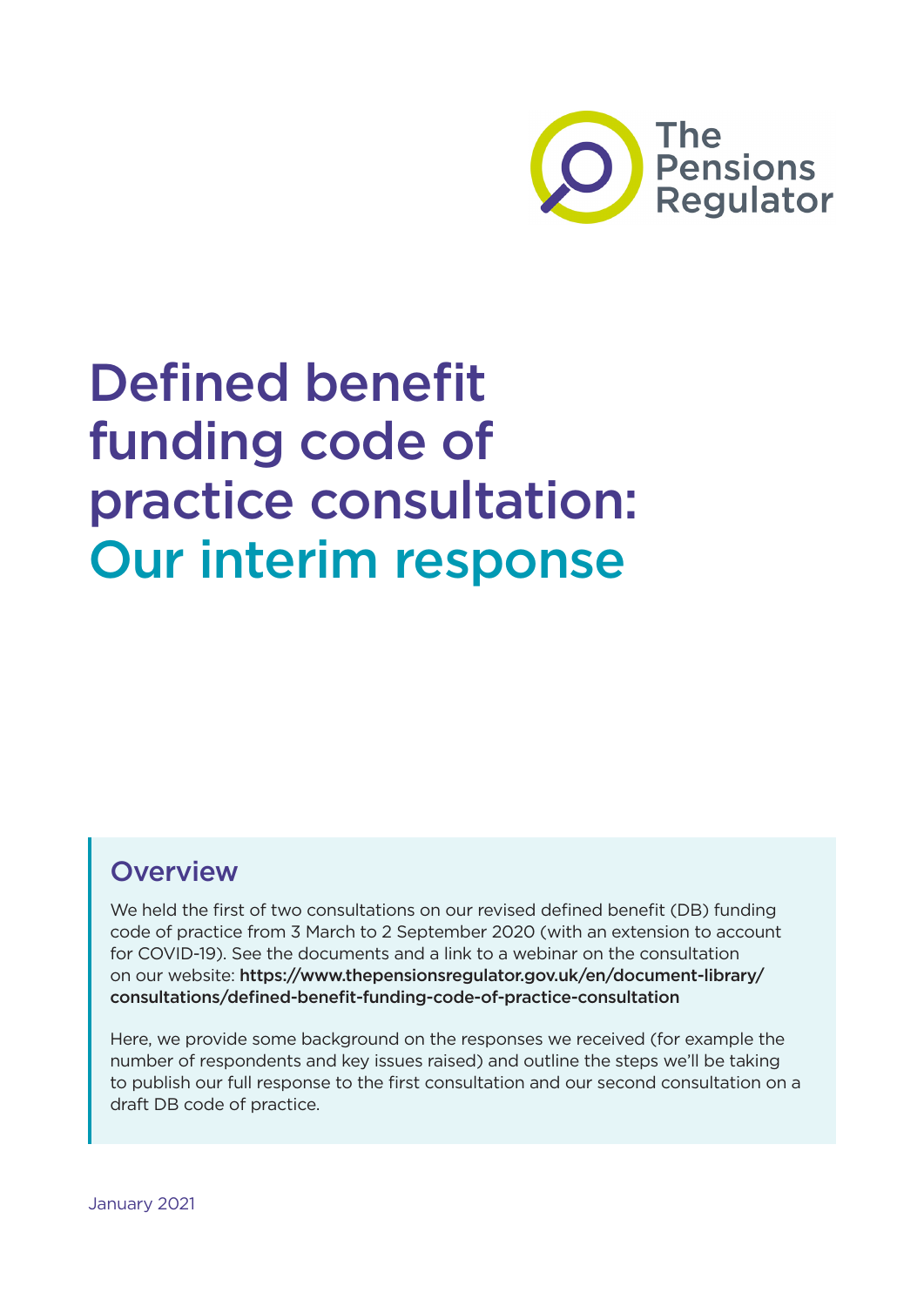The Pensions Regulator

# Defined benefit funding code of practice consultation: Our interim response

## Overview

We held the first of two consultations on our revised defined benefit (DB) funding code of practice from 3 March to 2 September 2020 (with an extension to account for COVID-19). See the documents and a link to a webinar on the consultation on our website: **https://www.thepensionsregulator.gov.uk/en/document-library/consultations/defined-benefit-funding-code-of-practice-consultation**

Here, we provide some background on the responses we received (for example the number of respondents and key issues raised) and outline the steps we'll be taking to publish our full response to the first consultation and our second consultation on a draft DB code of practice.

January 2021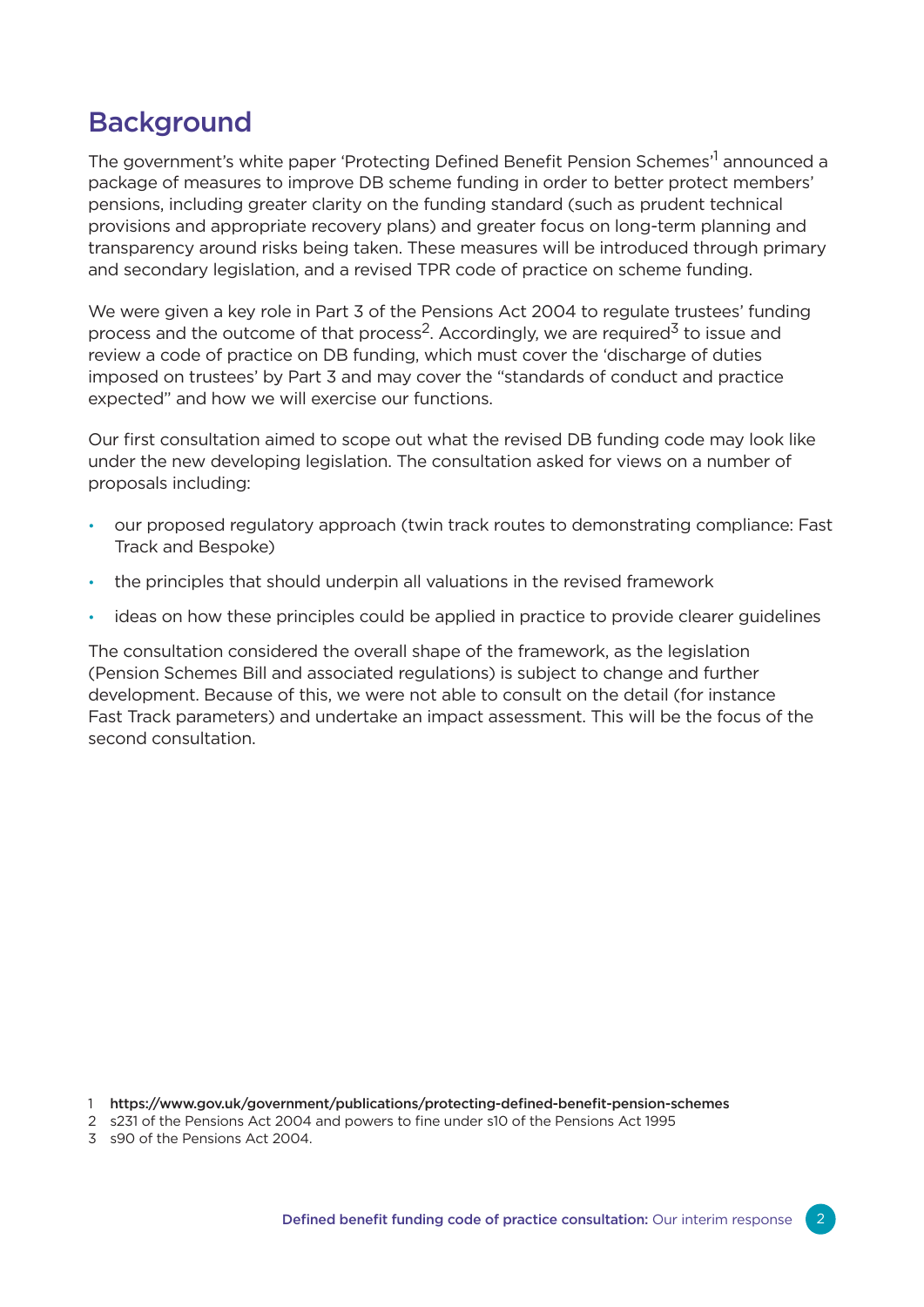## Background

The government's white paper 'Protecting Defined Benefit Pension Schemes'[1] announced a package of measures to improve DB scheme funding in order to better protect members' pensions, including greater clarity on the funding standard (such as prudent technical provisions and appropriate recovery plans) and greater focus on long-term planning and transparency around risks being taken. These measures will be introduced through primary and secondary legislation, and a revised TPR code of practice on scheme funding.

We were given a key role in Part 3 of the Pensions Act 2004 to regulate trustees' funding process and the outcome of that process[2]. Accordingly, we are required[3] to issue and review a code of practice on DB funding, which must cover the 'discharge of duties imposed on trustees' by Part 3 and may cover the "standards of conduct and practice expected" and how we will exercise our functions.

Our first consultation aimed to scope out what the revised DB funding code may look like under the new developing legislation. The consultation asked for views on a number of proposals including:

- our proposed regulatory approach (twin track routes to demonstrating compliance: Fast Track and Bespoke)
- the principles that should underpin all valuations in the revised framework
- ideas on how these principles could be applied in practice to provide clearer guidelines

The consultation considered the overall shape of the framework, as the legislation (Pension Schemes Bill and associated regulations) is subject to change and further development. Because of this, we were not able to consult on the detail (for instance Fast Track parameters) and undertake an impact assessment. This will be the focus of the second consultation.

1 https://www.gov.uk/government/publications/protecting-defined-benefit-pension-schemes
2 s231 of the Pensions Act 2004 and powers to fine under s10 of the Pensions Act 1995
3 s90 of the Pensions Act 2004.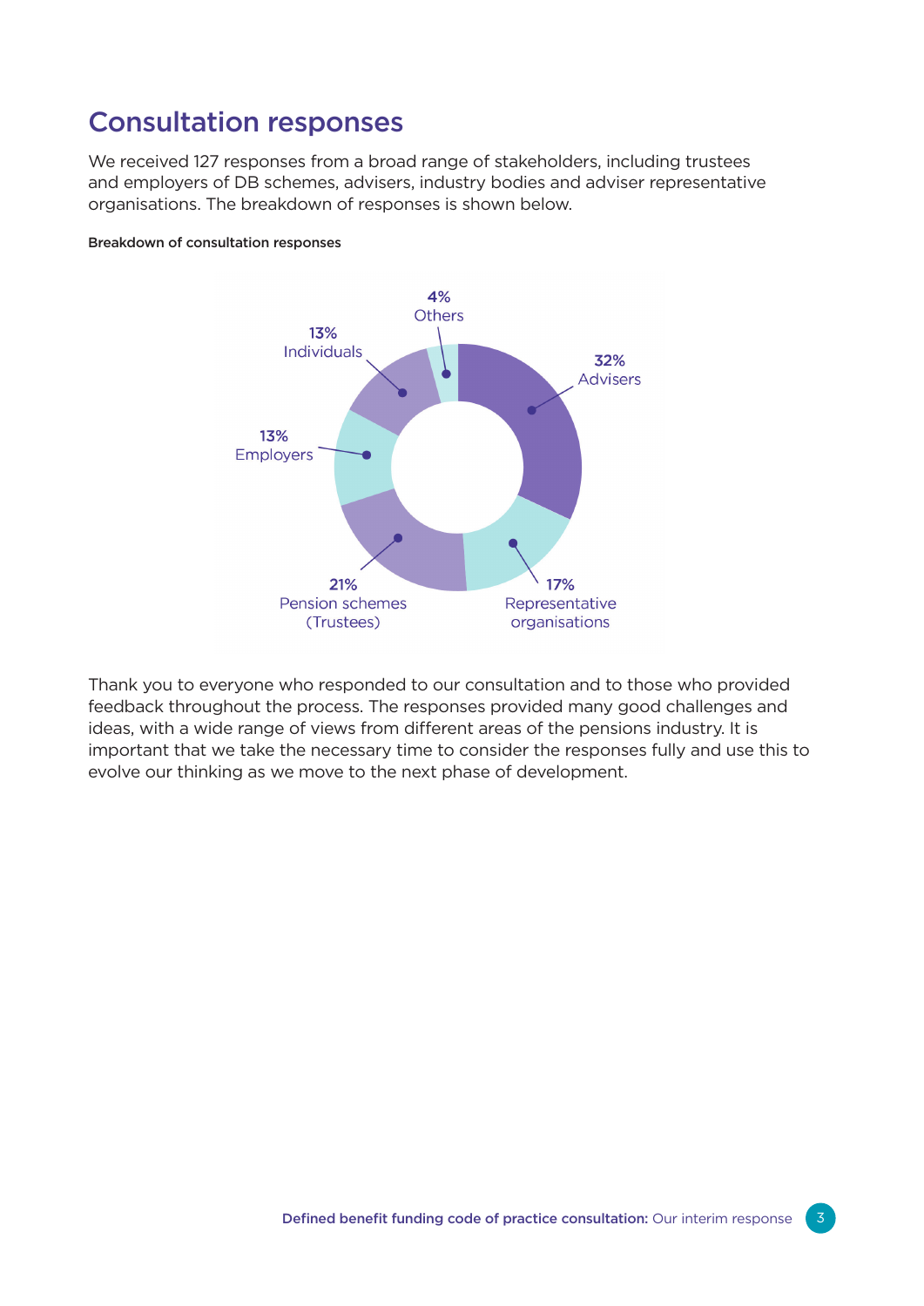## Consultation responses

We received 127 responses from a broad range of stakeholders, including trustees and employers of DB schemes, advisers, industry bodies and adviser representative organisations. The breakdown of responses is shown below.

**Breakdown of consultation responses**

| Stakeholder | Share |
|---|---|
| Advisers | 32% |
| Pension schemes (Trustees) | 21% |
| Representative organisations | 17% |
| Employers | 13% |
| Individuals | 13% |
| Others | 4% |

Thank you to everyone who responded to our consultation and to those who provided feedback throughout the process. The responses provided many good challenges and ideas, with a wide range of views from different areas of the pensions industry. It is important that we take the necessary time to consider the responses fully and use this to evolve our thinking as we move to the next phase of development.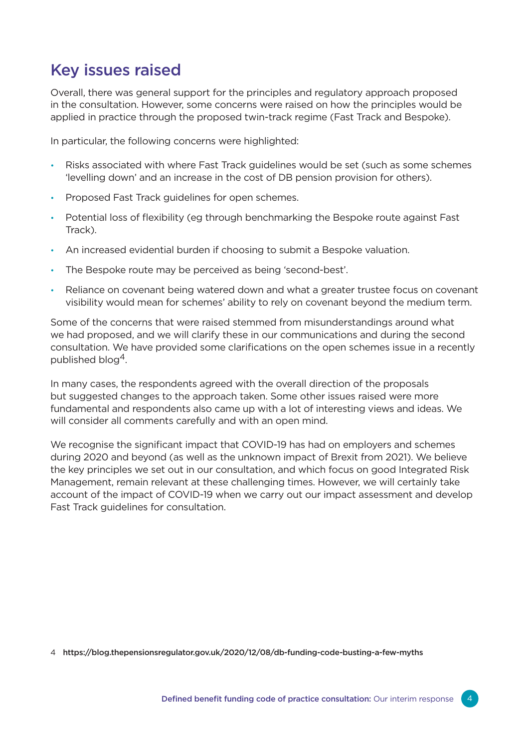## Key issues raised

Overall, there was general support for the principles and regulatory approach proposed in the consultation. However, some concerns were raised on how the principles would be applied in practice through the proposed twin-track regime (Fast Track and Bespoke).

In particular, the following concerns were highlighted:

- Risks associated with where Fast Track guidelines would be set (such as some schemes 'levelling down' and an increase in the cost of DB pension provision for others).
- Proposed Fast Track guidelines for open schemes.
- Potential loss of flexibility (eg through benchmarking the Bespoke route against Fast Track).
- An increased evidential burden if choosing to submit a Bespoke valuation.
- The Bespoke route may be perceived as being 'second-best'.
- Reliance on covenant being watered down and what a greater trustee focus on covenant visibility would mean for schemes' ability to rely on covenant beyond the medium term.

Some of the concerns that were raised stemmed from misunderstandings around what we had proposed, and we will clarify these in our communications and during the second consultation. We have provided some clarifications on the open schemes issue in a recently published blog[4].

In many cases, the respondents agreed with the overall direction of the proposals but suggested changes to the approach taken. Some other issues raised were more fundamental and respondents also came up with a lot of interesting views and ideas. We will consider all comments carefully and with an open mind.

We recognise the significant impact that COVID-19 has had on employers and schemes during 2020 and beyond (as well as the unknown impact of Brexit from 2021). We believe the key principles we set out in our consultation, and which focus on good Integrated Risk Management, remain relevant at these challenging times. However, we will certainly take account of the impact of COVID-19 when we carry out our impact assessment and develop Fast Track guidelines for consultation.

4 https://blog.thepensionsregulator.gov.uk/2020/12/08/db-funding-code-busting-a-few-myths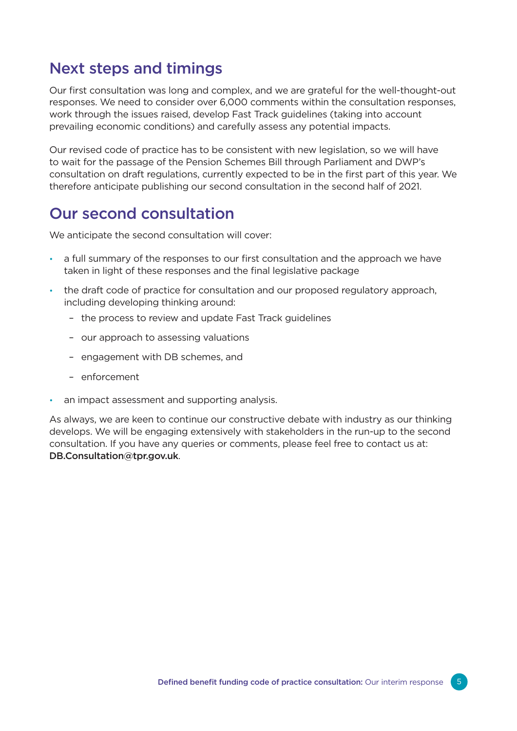## Next steps and timings

Our first consultation was long and complex, and we are grateful for the well-thought-out responses. We need to consider over 6,000 comments within the consultation responses, work through the issues raised, develop Fast Track guidelines (taking into account prevailing economic conditions) and carefully assess any potential impacts.

Our revised code of practice has to be consistent with new legislation, so we will have to wait for the passage of the Pension Schemes Bill through Parliament and DWP's consultation on draft regulations, currently expected to be in the first part of this year. We therefore anticipate publishing our second consultation in the second half of 2021.

## Our second consultation

We anticipate the second consultation will cover:

- a full summary of the responses to our first consultation and the approach we have taken in light of these responses and the final legislative package
- the draft code of practice for consultation and our proposed regulatory approach, including developing thinking around:
  - the process to review and update Fast Track guidelines
  - our approach to assessing valuations
  - engagement with DB schemes, and
  - enforcement
- an impact assessment and supporting analysis.

As always, we are keen to continue our constructive debate with industry as our thinking develops. We will be engaging extensively with stakeholders in the run-up to the second consultation. If you have any queries or comments, please feel free to contact us at: **DB.Consultation@tpr.gov.uk**.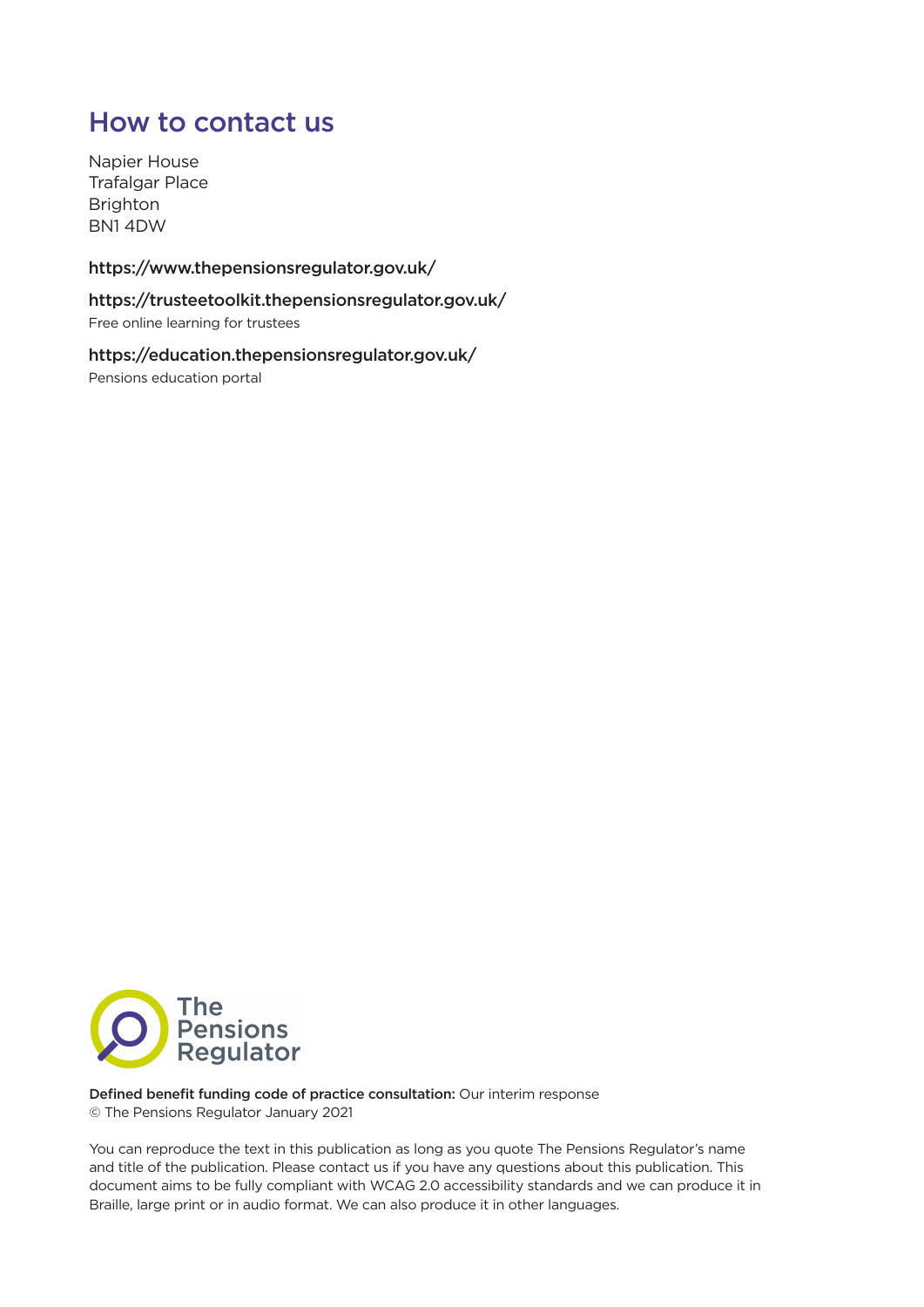# How to contact us

Napier House
Trafalgar Place
Brighton
BN1 4DW

**https://www.thepensionsregulator.gov.uk/**

**https://trusteetoolkit.thepensionsregulator.gov.uk/**
Free online learning for trustees

**https://education.thepensionsregulator.gov.uk/**
Pensions education portal

The Pensions Regulator

**Defined benefit funding code of practice consultation:** Our interim response
© The Pensions Regulator January 2021

You can reproduce the text in this publication as long as you quote The Pensions Regulator's name and title of the publication. Please contact us if you have any questions about this publication. This document aims to be fully compliant with WCAG 2.0 accessibility standards and we can produce it in Braille, large print or in audio format. We can also produce it in other languages.